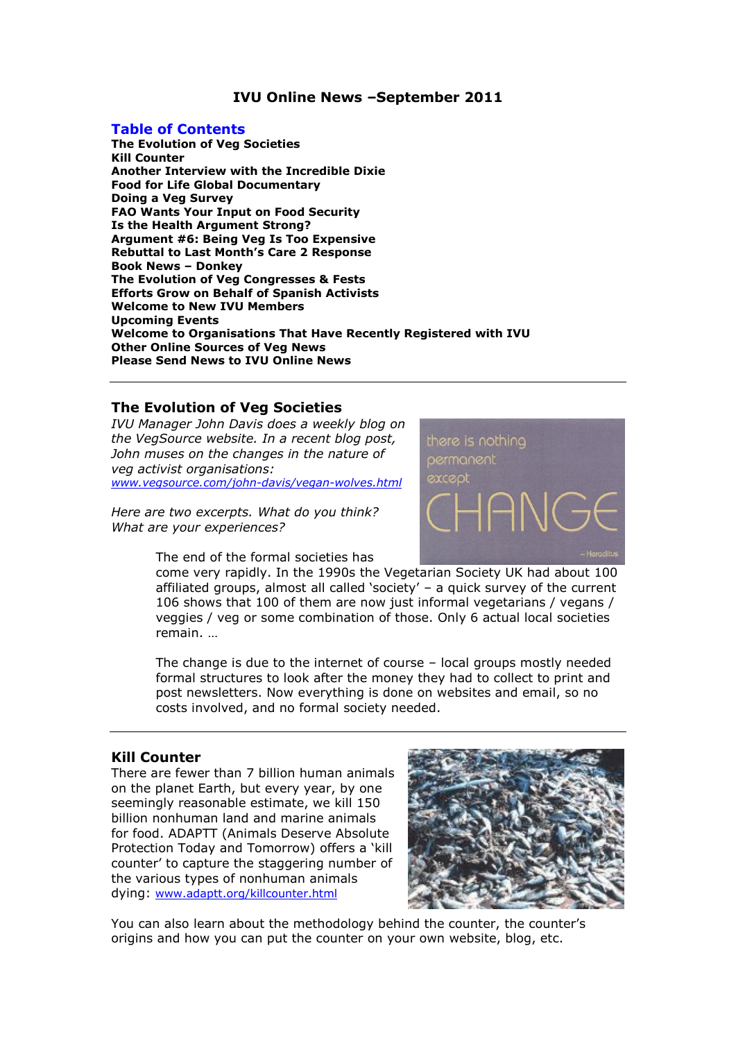# IVU Online News –September 2011

## Table of Contents

**The Evolution of Veg Societies**
**Kill Counter**
**Another Interview with the Incredible Dixie**
**Food for Life Global Documentary**
**Doing a Veg Survey**
**FAO Wants Your Input on Food Security**
**Is the Health Argument Strong?**
**Argument #6: Being Veg Is Too Expensive**
**Rebuttal to Last Month's Care 2 Response**
**Book News – Donkey**
**The Evolution of Veg Congresses & Fests**
**Efforts Grow on Behalf of Spanish Activists**
**Welcome to New IVU Members**
**Upcoming Events**
**Welcome to Organisations That Have Recently Registered with IVU**
**Other Online Sources of Veg News**
**Please Send News to IVU Online News**

---

## The Evolution of Veg Societies

*IVU Manager John Davis does a weekly blog on the VegSource website. In a recent blog post, John muses on the changes in the nature of veg activist organisations:* *www.vegsource.com/john-davis/vegan-wolves.html*

*Here are two excerpts. What do you think? What are your experiences?*

> The end of the formal societies has come very rapidly. In the 1990s the Vegetarian Society UK had about 100 affiliated groups, almost all called 'society' – a quick survey of the current 106 shows that 100 of them are now just informal vegetarians / vegans / veggies / veg or some combination of those. Only 6 actual local societies remain. …
>
> The change is due to the internet of course – local groups mostly needed formal structures to look after the money they had to collect to print and post newsletters. Now everything is done on websites and email, so no costs involved, and no formal society needed.

---

## Kill Counter

There are fewer than 7 billion human animals on the planet Earth, but every year, by one seemingly reasonable estimate, we kill 150 billion nonhuman land and marine animals for food. ADAPTT (Animals Deserve Absolute Protection Today and Tomorrow) offers a 'kill counter' to capture the staggering number of the various types of nonhuman animals dying: www.adaptt.org/killcounter.html

You can also learn about the methodology behind the counter, the counter's origins and how you can put the counter on your own website, blog, etc.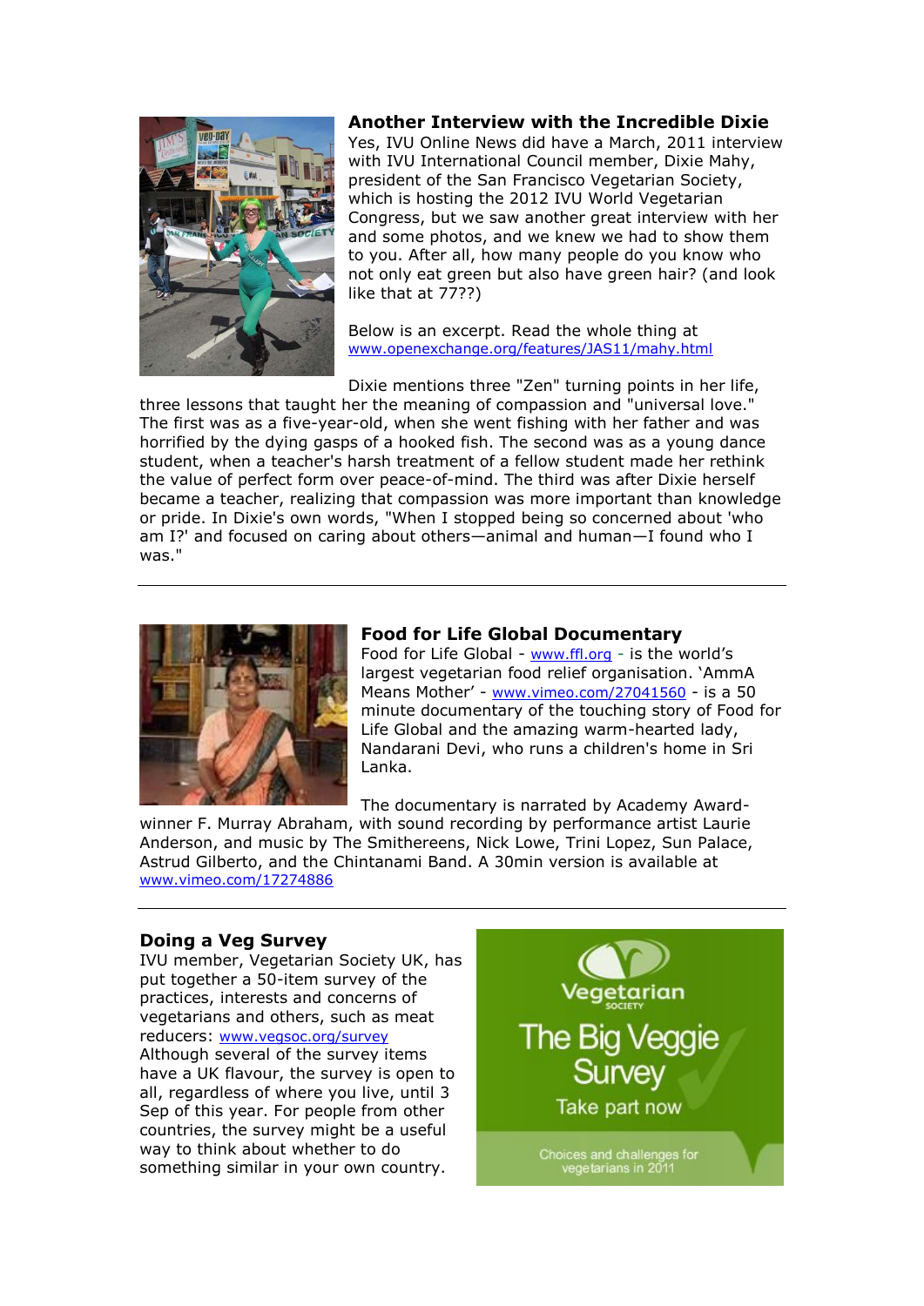## Another Interview with the Incredible Dixie

Yes, IVU Online News did have a March, 2011 interview with IVU International Council member, Dixie Mahy, president of the San Francisco Vegetarian Society, which is hosting the 2012 IVU World Vegetarian Congress, but we saw another great interview with her and some photos, and we knew we had to show them to you. After all, how many people do you know who not only eat green but also have green hair? (and look like that at 77??)

Below is an excerpt. Read the whole thing at www.openexchange.org/features/JAS11/mahy.html

Dixie mentions three "Zen" turning points in her life, three lessons that taught her the meaning of compassion and "universal love." The first was as a five-year-old, when she went fishing with her father and was horrified by the dying gasps of a hooked fish. The second was as a young dance student, when a teacher's harsh treatment of a fellow student made her rethink the value of perfect form over peace-of-mind. The third was after Dixie herself became a teacher, realizing that compassion was more important than knowledge or pride. In Dixie's own words, "When I stopped being so concerned about 'who am I?' and focused on caring about others—animal and human—I found who I was."

---

## Food for Life Global Documentary

Food for Life Global - www.ffl.org - is the world's largest vegetarian food relief organisation. 'AmmA Means Mother' - www.vimeo.com/27041560 - is a 50 minute documentary of the touching story of Food for Life Global and the amazing warm-hearted lady, Nandarani Devi, who runs a children's home in Sri Lanka.

The documentary is narrated by Academy Award-winner F. Murray Abraham, with sound recording by performance artist Laurie Anderson, and music by The Smithereens, Nick Lowe, Trini Lopez, Sun Palace, Astrud Gilberto, and the Chintanami Band. A 30min version is available at www.vimeo.com/17274886

---

## Doing a Veg Survey

IVU member, Vegetarian Society UK, has put together a 50-item survey of the practices, interests and concerns of vegetarians and others, such as meat reducers: www.vegsoc.org/survey
Although several of the survey items have a UK flavour, the survey is open to all, regardless of where you live, until 3 Sep of this year. For people from other countries, the survey might be a useful way to think about whether to do something similar in your own country.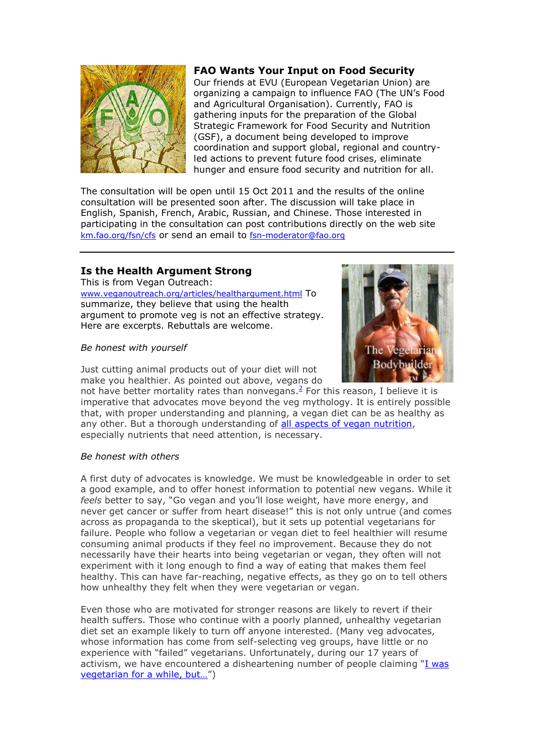### FAO Wants Your Input on Food Security

Our friends at EVU (European Vegetarian Union) are organizing a campaign to influence FAO (The UN's Food and Agricultural Organisation). Currently, FAO is gathering inputs for the preparation of the Global Strategic Framework for Food Security and Nutrition (GSF), a document being developed to improve coordination and support global, regional and country-led actions to prevent future food crises, eliminate hunger and ensure food security and nutrition for all.

The consultation will be open until 15 Oct 2011 and the results of the online consultation will be presented soon after. The discussion will take place in English, Spanish, French, Arabic, Russian, and Chinese. Those interested in participating in the consultation can post contributions directly on the web site km.fao.org/fsn/cfs or send an email to fsn-moderator@fao.org

---

### Is the Health Argument Strong

This is from Vegan Outreach: www.veganoutreach.org/articles/healthargument.html To summarize, they believe that using the health argument to promote veg is not an effective strategy. Here are excerpts. Rebuttals are welcome.

*Be honest with yourself*

Just cutting animal products out of your diet will not make you healthier. As pointed out above, vegans do not have better mortality rates than nonvegans.[2] For this reason, I believe it is imperative that advocates move beyond the veg mythology. It is entirely possible that, with proper understanding and planning, a vegan diet can be as healthy as any other. But a thorough understanding of all aspects of vegan nutrition, especially nutrients that need attention, is necessary.

*Be honest with others*

A first duty of advocates is knowledge. We must be knowledgeable in order to set a good example, and to offer honest information to potential new vegans. While it *feels* better to say, "Go vegan and you'll lose weight, have more energy, and never get cancer or suffer from heart disease!" this is not only untrue (and comes across as propaganda to the skeptical), but it sets up potential vegetarians for failure. People who follow a vegetarian or vegan diet to feel healthier will resume consuming animal products if they feel no improvement. Because they do not necessarily have their hearts into being vegetarian or vegan, they often will not experiment with it long enough to find a way of eating that makes them feel healthy. This can have far-reaching, negative effects, as they go on to tell others how unhealthy they felt when they were vegetarian or vegan.

Even those who are motivated for stronger reasons are likely to revert if their health suffers. Those who continue with a poorly planned, unhealthy vegetarian diet set an example likely to turn off anyone interested. (Many veg advocates, whose information has come from self-selecting veg groups, have little or no experience with "failed" vegetarians. Unfortunately, during our 17 years of activism, we have encountered a disheartening number of people claiming "I was vegetarian for a while, but…")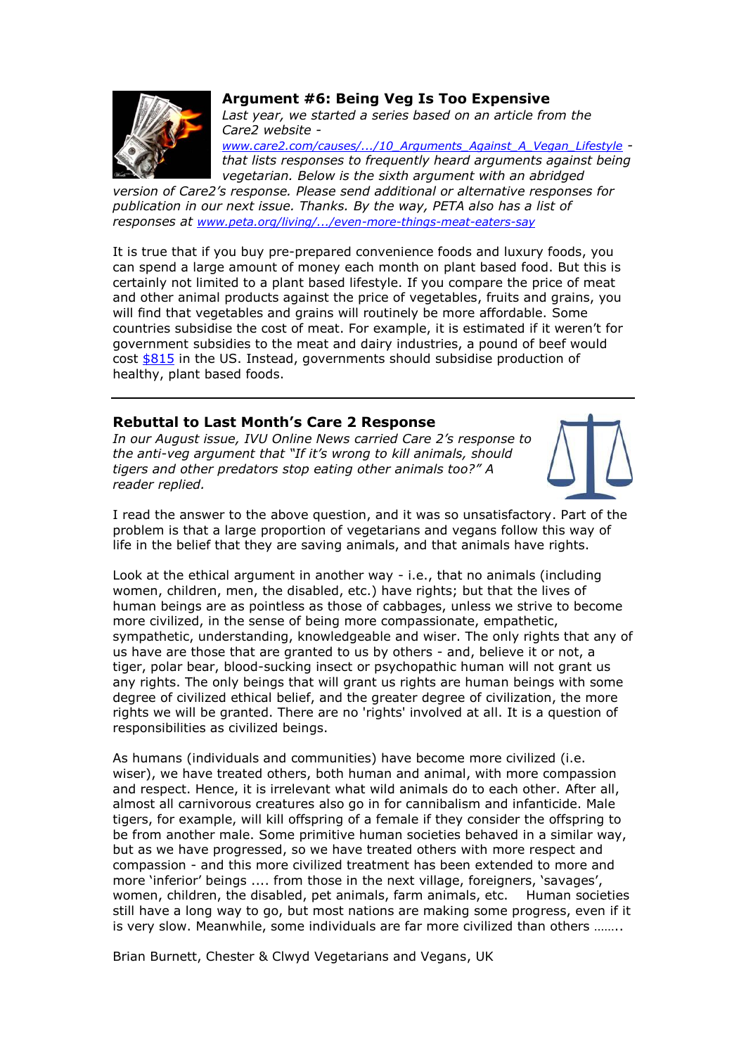## Argument #6: Being Veg Is Too Expensive

*Last year, we started a series based on an article from the Care2 website - [www.care2.com/causes/.../10_Arguments_Against_A_Vegan_Lifestyle](www.care2.com/causes/.../10_Arguments_Against_A_Vegan_Lifestyle) - that lists responses to frequently heard arguments against being vegetarian. Below is the sixth argument with an abridged version of Care2's response. Please send additional or alternative responses for publication in our next issue. Thanks. By the way, PETA also has a list of responses at [www.peta.org/living/.../even-more-things-meat-eaters-say](www.peta.org/living/.../even-more-things-meat-eaters-say)*

It is true that if you buy pre-prepared convenience foods and luxury foods, you can spend a large amount of money each month on plant based food. But this is certainly not limited to a plant based lifestyle. If you compare the price of meat and other animal products against the price of vegetables, fruits and grains, you will find that vegetables and grains will routinely be more affordable. Some countries subsidise the cost of meat. For example, it is estimated if it weren't for government subsidies to the meat and dairy industries, a pound of beef would cost $815 in the US. Instead, governments should subsidise production of healthy, plant based foods.

---

## Rebuttal to Last Month's Care 2 Response

*In our August issue, IVU Online News carried Care 2's response to the anti-veg argument that "If it's wrong to kill animals, should tigers and other predators stop eating other animals too?" A reader replied.*

I read the answer to the above question, and it was so unsatisfactory. Part of the problem is that a large proportion of vegetarians and vegans follow this way of life in the belief that they are saving animals, and that animals have rights.

Look at the ethical argument in another way - i.e., that no animals (including women, children, men, the disabled, etc.) have rights; but that the lives of human beings are as pointless as those of cabbages, unless we strive to become more civilized, in the sense of being more compassionate, empathetic, sympathetic, understanding, knowledgeable and wiser. The only rights that any of us have are those that are granted to us by others - and, believe it or not, a tiger, polar bear, blood-sucking insect or psychopathic human will not grant us any rights. The only beings that will grant us rights are human beings with some degree of civilized ethical belief, and the greater degree of civilization, the more rights we will be granted. There are no 'rights' involved at all. It is a question of responsibilities as civilized beings.

As humans (individuals and communities) have become more civilized (i.e. wiser), we have treated others, both human and animal, with more compassion and respect. Hence, it is irrelevant what wild animals do to each other. After all, almost all carnivorous creatures also go in for cannibalism and infanticide. Male tigers, for example, will kill offspring of a female if they consider the offspring to be from another male. Some primitive human societies behaved in a similar way, but as we have progressed, so we have treated others with more respect and compassion - and this more civilized treatment has been extended to more and more 'inferior' beings .... from those in the next village, foreigners, 'savages', women, children, the disabled, pet animals, farm animals, etc. Human societies still have a long way to go, but most nations are making some progress, even if it is very slow. Meanwhile, some individuals are far more civilized than others …….

Brian Burnett, Chester & Clwyd Vegetarians and Vegans, UK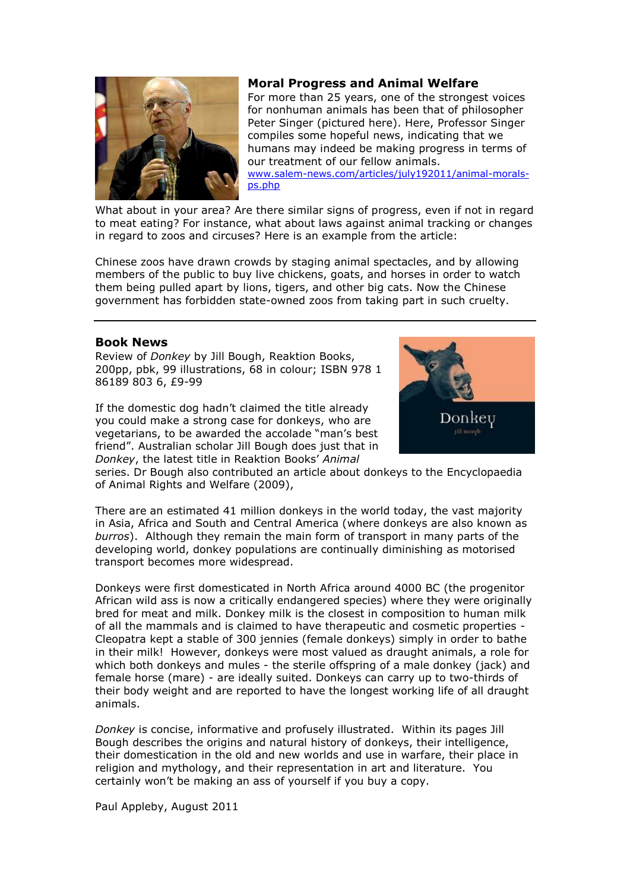## Moral Progress and Animal Welfare

For more than 25 years, one of the strongest voices for nonhuman animals has been that of philosopher Peter Singer (pictured here). Here, Professor Singer compiles some hopeful news, indicating that we humans may indeed be making progress in terms of our treatment of our fellow animals.
www.salem-news.com/articles/july192011/animal-morals-ps.php

What about in your area? Are there similar signs of progress, even if not in regard to meat eating? For instance, what about laws against animal tracking or changes in regard to zoos and circuses? Here is an example from the article:

Chinese zoos have drawn crowds by staging animal spectacles, and by allowing members of the public to buy live chickens, goats, and horses in order to watch them being pulled apart by lions, tigers, and other big cats. Now the Chinese government has forbidden state-owned zoos from taking part in such cruelty.

---

## Book News

Review of *Donkey* by Jill Bough, Reaktion Books, 200pp, pbk, 99 illustrations, 68 in colour; ISBN 978 1 86189 803 6, £9-99

If the domestic dog hadn't claimed the title already you could make a strong case for donkeys, who are vegetarians, to be awarded the accolade "man's best friend". Australian scholar Jill Bough does just that in *Donkey*, the latest title in Reaktion Books' *Animal* series. Dr Bough also contributed an article about donkeys to the Encyclopaedia of Animal Rights and Welfare (2009),

There are an estimated 41 million donkeys in the world today, the vast majority in Asia, Africa and South and Central America (where donkeys are also known as *burros*). Although they remain the main form of transport in many parts of the developing world, donkey populations are continually diminishing as motorised transport becomes more widespread.

Donkeys were first domesticated in North Africa around 4000 BC (the progenitor African wild ass is now a critically endangered species) where they were originally bred for meat and milk. Donkey milk is the closest in composition to human milk of all the mammals and is claimed to have therapeutic and cosmetic properties - Cleopatra kept a stable of 300 jennies (female donkeys) simply in order to bathe in their milk! However, donkeys were most valued as draught animals, a role for which both donkeys and mules - the sterile offspring of a male donkey (jack) and female horse (mare) - are ideally suited. Donkeys can carry up to two-thirds of their body weight and are reported to have the longest working life of all draught animals.

*Donkey* is concise, informative and profusely illustrated. Within its pages Jill Bough describes the origins and natural history of donkeys, their intelligence, their domestication in the old and new worlds and use in warfare, their place in religion and mythology, and their representation in art and literature. You certainly won't be making an ass of yourself if you buy a copy.

Paul Appleby, August 2011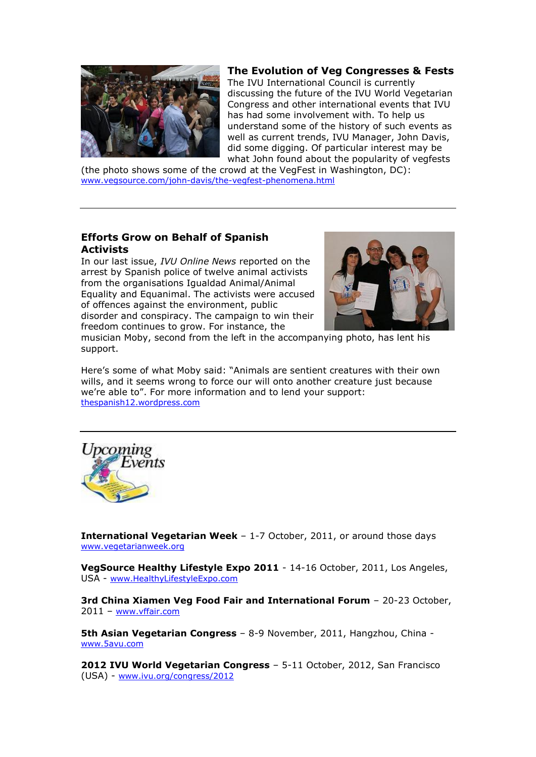## The Evolution of Veg Congresses & Fests

The IVU International Council is currently discussing the future of the IVU World Vegetarian Congress and other international events that IVU has had some involvement with. To help us understand some of the history of such events as well as current trends, IVU Manager, John Davis, did some digging. Of particular interest may be what John found about the popularity of vegfests (the photo shows some of the crowd at the VegFest in Washington, DC): www.vegsource.com/john-davis/the-vegfest-phenomena.html

---

## Efforts Grow on Behalf of Spanish Activists

In our last issue, *IVU Online News* reported on the arrest by Spanish police of twelve animal activists from the organisations Igualdad Animal/Animal Equality and Equanimal. The activists were accused of offences against the environment, public disorder and conspiracy. The campaign to win their freedom continues to grow. For instance, the musician Moby, second from the left in the accompanying photo, has lent his support.

Here's some of what Moby said: "Animals are sentient creatures with their own wills, and it seems wrong to force our will onto another creature just because we're able to". For more information and to lend your support: thespanish12.wordpress.com

---

## Upcoming Events

**International Vegetarian Week** – 1-7 October, 2011, or around those days www.vegetarianweek.org

**VegSource Healthy Lifestyle Expo 2011** - 14-16 October, 2011, Los Angeles, USA - www.HealthyLifestyleExpo.com

**3rd China Xiamen Veg Food Fair and International Forum** – 20-23 October, 2011 – www.vffair.com

**5th Asian Vegetarian Congress** – 8-9 November, 2011, Hangzhou, China - www.5avu.com

**2012 IVU World Vegetarian Congress** – 5-11 October, 2012, San Francisco (USA) - www.ivu.org/congress/2012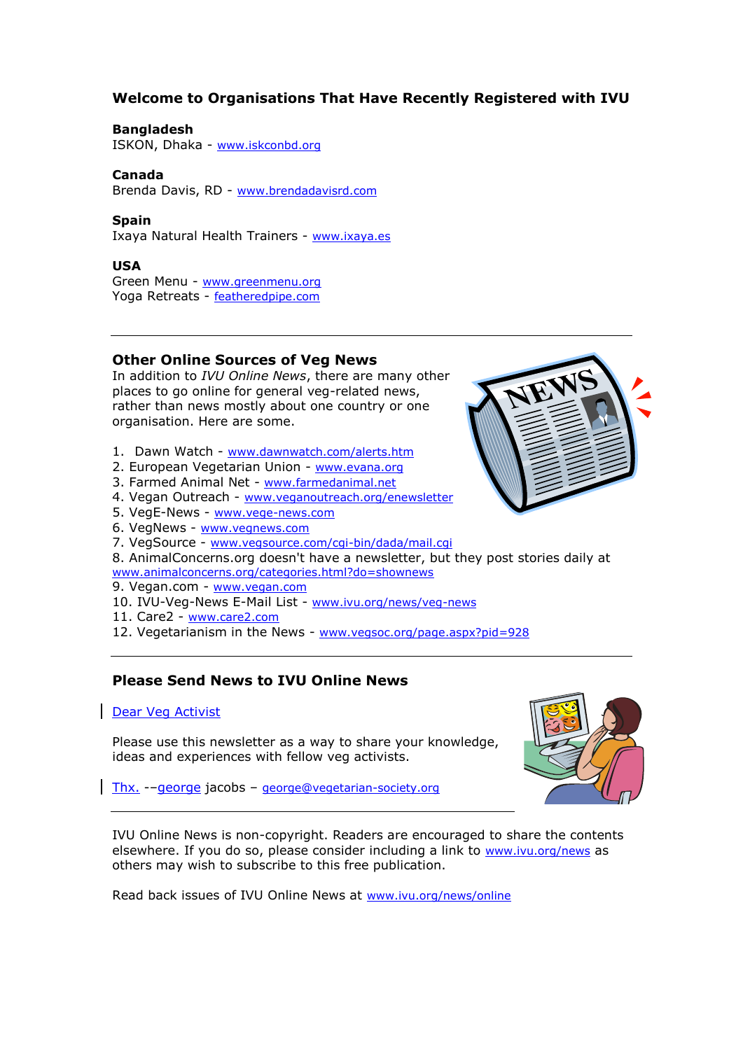## Welcome to Organisations That Have Recently Registered with IVU

**Bangladesh**
ISKON, Dhaka - www.iskconbd.org

**Canada**
Brenda Davis, RD - www.brendadavisrd.com

**Spain**
Ixaya Natural Health Trainers - www.ixaya.es

**USA**
Green Menu - www.greenmenu.org
Yoga Retreats - featheredpipe.com

---

## Other Online Sources of Veg News

In addition to *IVU Online News*, there are many other places to go online for general veg-related news, rather than news mostly about one country or one organisation. Here are some.

1. Dawn Watch - www.dawnwatch.com/alerts.htm
2. European Vegetarian Union - www.evana.org
3. Farmed Animal Net - www.farmedanimal.net
4. Vegan Outreach - www.veganoutreach.org/enewsletter
5. VegE-News - www.vege-news.com
6. VegNews - www.vegnews.com
7. VegSource - www.vegsource.com/cgi-bin/dada/mail.cgi
8. AnimalConcerns.org doesn't have a newsletter, but they post stories daily at www.animalconcerns.org/categories.html?do=shownews
9. Vegan.com - www.vegan.com
10. IVU-Veg-News E-Mail List - www.ivu.org/news/veg-news
11. Care2 - www.care2.com
12. Vegetarianism in the News - www.vegsoc.org/page.aspx?pid=928

---

## Please Send News to IVU Online News

Dear Veg Activist

Please use this newsletter as a way to share your knowledge, ideas and experiences with fellow veg activists.

Thx. --george jacobs – george@vegetarian-society.org

---

IVU Online News is non-copyright. Readers are encouraged to share the contents elsewhere. If you do so, please consider including a link to www.ivu.org/news as others may wish to subscribe to this free publication.

Read back issues of IVU Online News at www.ivu.org/news/online